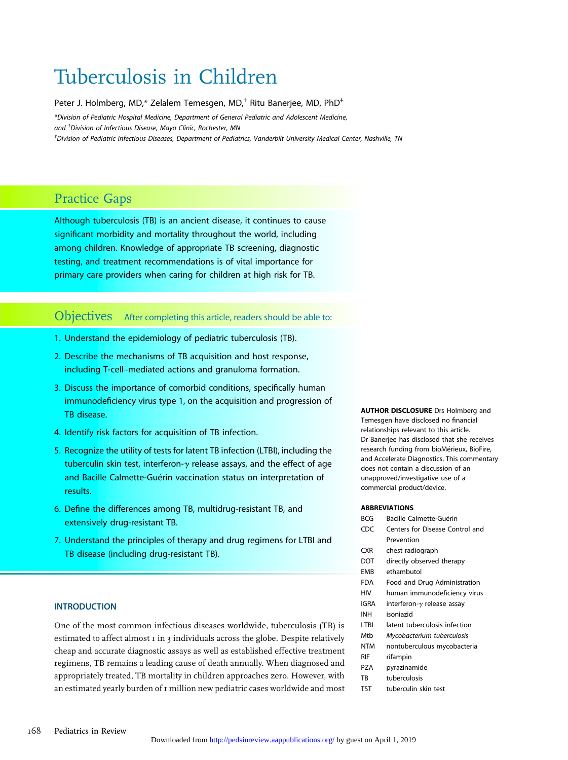# Tuberculosis in Children

Peter J. Holmberg, MD,* Zelalem Temesgen, MD,† Ritu Banerjee, MD, PhD‡

*Division of Pediatric Hospital Medicine, Department of General Pediatric and Adolescent Medicine, and †Division of Infectious Disease, Mayo Clinic, Rochester, MN

‡Division of Pediatric Infectious Diseases, Department of Pediatrics, Vanderbilt University Medical Center, Nashville, TN

## Practice Gaps

Although tuberculosis (TB) is an ancient disease, it continues to cause significant morbidity and mortality throughout the world, including among children. Knowledge of appropriate TB screening, diagnostic testing, and treatment recommendations is of vital importance for primary care providers when caring for children at high risk for TB.

## Objectives

After completing this article, readers should be able to:

1. Understand the epidemiology of pediatric tuberculosis (TB).
2. Describe the mechanisms of TB acquisition and host response, including T-cell–mediated actions and granuloma formation.
3. Discuss the importance of comorbid conditions, specifically human immunodeficiency virus type 1, on the acquisition and progression of TB disease.
4. Identify risk factors for acquisition of TB infection.
5. Recognize the utility of tests for latent TB infection (LTBI), including the tuberculin skin test, interferon-γ release assays, and the effect of age and Bacille Calmette-Guérin vaccination status on interpretation of results.
6. Define the differences among TB, multidrug-resistant TB, and extensively drug-resistant TB.
7. Understand the principles of therapy and drug regimens for LTBI and TB disease (including drug-resistant TB).

**AUTHOR DISCLOSURE** Drs Holmberg and Temesgen have disclosed no financial relationships relevant to this article. Dr Banerjee has disclosed that she receives research funding from bioMérieux, BioFire, and Accelerate Diagnostics. This commentary does not contain a discussion of an unapproved/investigative use of a commercial product/device.

**ABBREVIATIONS**

| | |
|---|---|
| BCG | Bacille Calmette-Guérin |
| CDC | Centers for Disease Control and Prevention |
| CXR | chest radiograph |
| DOT | directly observed therapy |
| EMB | ethambutol |
| FDA | Food and Drug Administration |
| HIV | human immunodeficiency virus |
| IGRA | interferon-γ release assay |
| INH | isoniazid |
| LTBI | latent tuberculosis infection |
| Mtb | *Mycobacterium tuberculosis* |
| NTM | nontuberculous mycobacteria |
| RIF | rifampin |
| PZA | pyrazinamide |
| TB | tuberculosis |
| TST | tuberculin skin test |

### INTRODUCTION

One of the most common infectious diseases worldwide, tuberculosis (TB) is estimated to affect almost 1 in 3 individuals across the globe. Despite relatively cheap and accurate diagnostic assays as well as established effective treatment regimens, TB remains a leading cause of death annually. When diagnosed and appropriately treated, TB mortality in children approaches zero. However, with an estimated yearly burden of 1 million new pediatric cases worldwide and most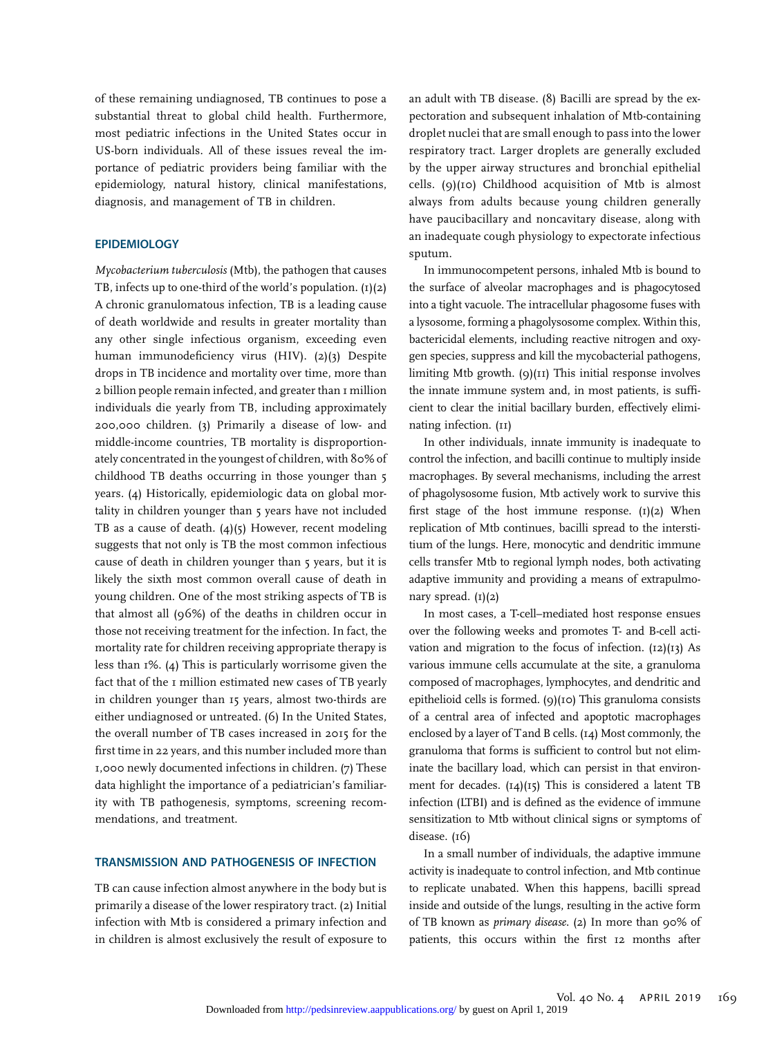of these remaining undiagnosed, TB continues to pose a substantial threat to global child health. Furthermore, most pediatric infections in the United States occur in US-born individuals. All of these issues reveal the importance of pediatric providers being familiar with the epidemiology, natural history, clinical manifestations, diagnosis, and management of TB in children.

## EPIDEMIOLOGY

*Mycobacterium tuberculosis* (Mtb), the pathogen that causes TB, infects up to one-third of the world's population. (1)(2) A chronic granulomatous infection, TB is a leading cause of death worldwide and results in greater mortality than any other single infectious organism, exceeding even human immunodeficiency virus (HIV). (2)(3) Despite drops in TB incidence and mortality over time, more than 2 billion people remain infected, and greater than 1 million individuals die yearly from TB, including approximately 200,000 children. (3) Primarily a disease of low- and middle-income countries, TB mortality is disproportionately concentrated in the youngest of children, with 80% of childhood TB deaths occurring in those younger than 5 years. (4) Historically, epidemiologic data on global mortality in children younger than 5 years have not included TB as a cause of death. (4)(5) However, recent modeling suggests that not only is TB the most common infectious cause of death in children younger than 5 years, but it is likely the sixth most common overall cause of death in young children. One of the most striking aspects of TB is that almost all (96%) of the deaths in children occur in those not receiving treatment for the infection. In fact, the mortality rate for children receiving appropriate therapy is less than 1%. (4) This is particularly worrisome given the fact that of the 1 million estimated new cases of TB yearly in children younger than 15 years, almost two-thirds are either undiagnosed or untreated. (6) In the United States, the overall number of TB cases increased in 2015 for the first time in 22 years, and this number included more than 1,000 newly documented infections in children. (7) These data highlight the importance of a pediatrician's familiarity with TB pathogenesis, symptoms, screening recommendations, and treatment.

## TRANSMISSION AND PATHOGENESIS OF INFECTION

TB can cause infection almost anywhere in the body but is primarily a disease of the lower respiratory tract. (2) Initial infection with Mtb is considered a primary infection and in children is almost exclusively the result of exposure to an adult with TB disease. (8) Bacilli are spread by the expectoration and subsequent inhalation of Mtb-containing droplet nuclei that are small enough to pass into the lower respiratory tract. Larger droplets are generally excluded by the upper airway structures and bronchial epithelial cells. (9)(10) Childhood acquisition of Mtb is almost always from adults because young children generally have paucibacillary and noncavitary disease, along with an inadequate cough physiology to expectorate infectious sputum.

In immunocompetent persons, inhaled Mtb is bound to the surface of alveolar macrophages and is phagocytosed into a tight vacuole. The intracellular phagosome fuses with a lysosome, forming a phagolysosome complex. Within this, bactericidal elements, including reactive nitrogen and oxygen species, suppress and kill the mycobacterial pathogens, limiting Mtb growth. (9)(11) This initial response involves the innate immune system and, in most patients, is sufficient to clear the initial bacillary burden, effectively eliminating infection. (11)

In other individuals, innate immunity is inadequate to control the infection, and bacilli continue to multiply inside macrophages. By several mechanisms, including the arrest of phagolysosome fusion, Mtb actively work to survive this first stage of the host immune response. (1)(2) When replication of Mtb continues, bacilli spread to the interstitium of the lungs. Here, monocytic and dendritic immune cells transfer Mtb to regional lymph nodes, both activating adaptive immunity and providing a means of extrapulmonary spread. (1)(2)

In most cases, a T-cell–mediated host response ensues over the following weeks and promotes T- and B-cell activation and migration to the focus of infection. (12)(13) As various immune cells accumulate at the site, a granuloma composed of macrophages, lymphocytes, and dendritic and epithelioid cells is formed. (9)(10) This granuloma consists of a central area of infected and apoptotic macrophages enclosed by a layer of T and B cells. (14) Most commonly, the granuloma that forms is sufficient to control but not eliminate the bacillary load, which can persist in that environment for decades. (14)(15) This is considered a latent TB infection (LTBI) and is defined as the evidence of immune sensitization to Mtb without clinical signs or symptoms of disease. (16)

In a small number of individuals, the adaptive immune activity is inadequate to control infection, and Mtb continue to replicate unabated. When this happens, bacilli spread inside and outside of the lungs, resulting in the active form of TB known as *primary disease*. (2) In more than 90% of patients, this occurs within the first 12 months after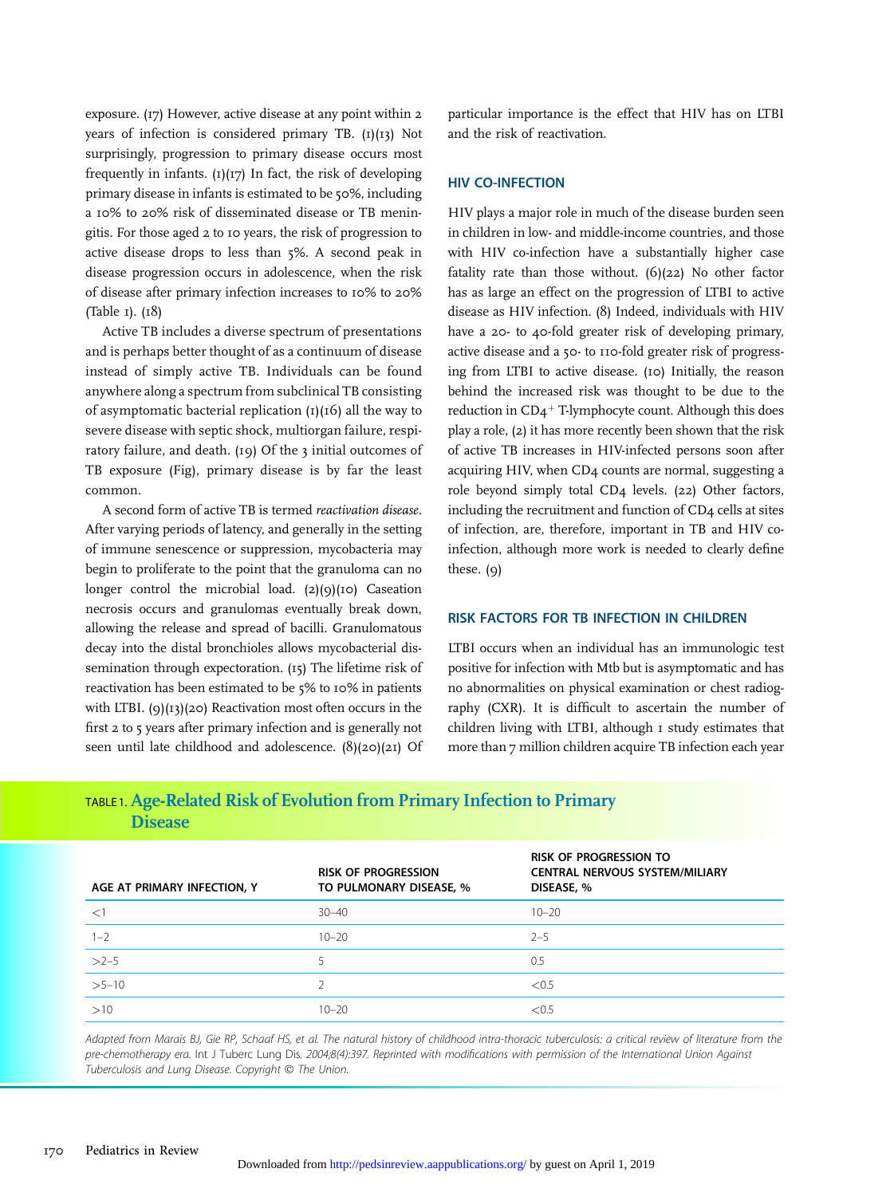exposure. (17) However, active disease at any point within 2 years of infection is considered primary TB. (1)(13) Not surprisingly, progression to primary disease occurs most frequently in infants. (1)(17) In fact, the risk of developing primary disease in infants is estimated to be 50%, including a 10% to 20% risk of disseminated disease or TB meningitis. For those aged 2 to 10 years, the risk of progression to active disease drops to less than 5%. A second peak in disease progression occurs in adolescence, when the risk of disease after primary infection increases to 10% to 20% (Table 1). (18)

Active TB includes a diverse spectrum of presentations and is perhaps better thought of as a continuum of disease instead of simply active TB. Individuals can be found anywhere along a spectrum from subclinical TB consisting of asymptomatic bacterial replication (1)(16) all the way to severe disease with septic shock, multiorgan failure, respiratory failure, and death. (19) Of the 3 initial outcomes of TB exposure (Fig), primary disease is by far the least common.

A second form of active TB is termed *reactivation disease*. After varying periods of latency, and generally in the setting of immune senescence or suppression, mycobacteria may begin to proliferate to the point that the granuloma can no longer control the microbial load. (2)(9)(10) Caseation necrosis occurs and granulomas eventually break down, allowing the release and spread of bacilli. Granulomatous decay into the distal bronchioles allows mycobacterial dissemination through expectoration. (15) The lifetime risk of reactivation has been estimated to be 5% to 10% in patients with LTBI. (9)(13)(20) Reactivation most often occurs in the first 2 to 5 years after primary infection and is generally not seen until late childhood and adolescence. (8)(20)(21) Of particular importance is the effect that HIV has on LTBI and the risk of reactivation.

## HIV CO-INFECTION

HIV plays a major role in much of the disease burden seen in children in low- and middle-income countries, and those with HIV co-infection have a substantially higher case fatality rate than those without. (6)(22) No other factor has as large an effect on the progression of LTBI to active disease as HIV infection. (8) Indeed, individuals with HIV have a 20- to 40-fold greater risk of developing primary, active disease and a 50- to 110-fold greater risk of progressing from LTBI to active disease. (10) Initially, the reason behind the increased risk was thought to be due to the reduction in $CD4^{+}$ T-lymphocyte count. Although this does play a role, (2) it has more recently been shown that the risk of active TB increases in HIV-infected persons soon after acquiring HIV, when CD4 counts are normal, suggesting a role beyond simply total CD4 levels. (22) Other factors, including the recruitment and function of CD4 cells at sites of infection, are, therefore, important in TB and HIV co-infection, although more work is needed to clearly define these. (9)

## RISK FACTORS FOR TB INFECTION IN CHILDREN

LTBI occurs when an individual has an immunologic test positive for infection with Mtb but is asymptomatic and has no abnormalities on physical examination or chest radiography (CXR). It is difficult to ascertain the number of children living with LTBI, although 1 study estimates that more than 7 million children acquire TB infection each year

**TABLE 1. Age-Related Risk of Evolution from Primary Infection to Primary Disease**

| AGE AT PRIMARY INFECTION, Y | RISK OF PROGRESSION TO PULMONARY DISEASE, % | RISK OF PROGRESSION TO CENTRAL NERVOUS SYSTEM/MILIARY DISEASE, % |
|---|---|---|
| <1 | 30–40 | 10–20 |
| 1–2 | 10–20 | 2–5 |
| >2–5 | 5 | 0.5 |
| >5–10 | 2 | <0.5 |
| >10 | 10–20 | <0.5 |

*Adapted from Marais BJ, Gie RP, Schaaf HS, et al. The natural history of childhood intra-thoracic tuberculosis: a critical review of literature from the pre-chemotherapy era.* Int J Tuberc Lung Dis. *2004;8(4):397. Reprinted with modifications with permission of the International Union Against Tuberculosis and Lung Disease. Copyright © The Union.*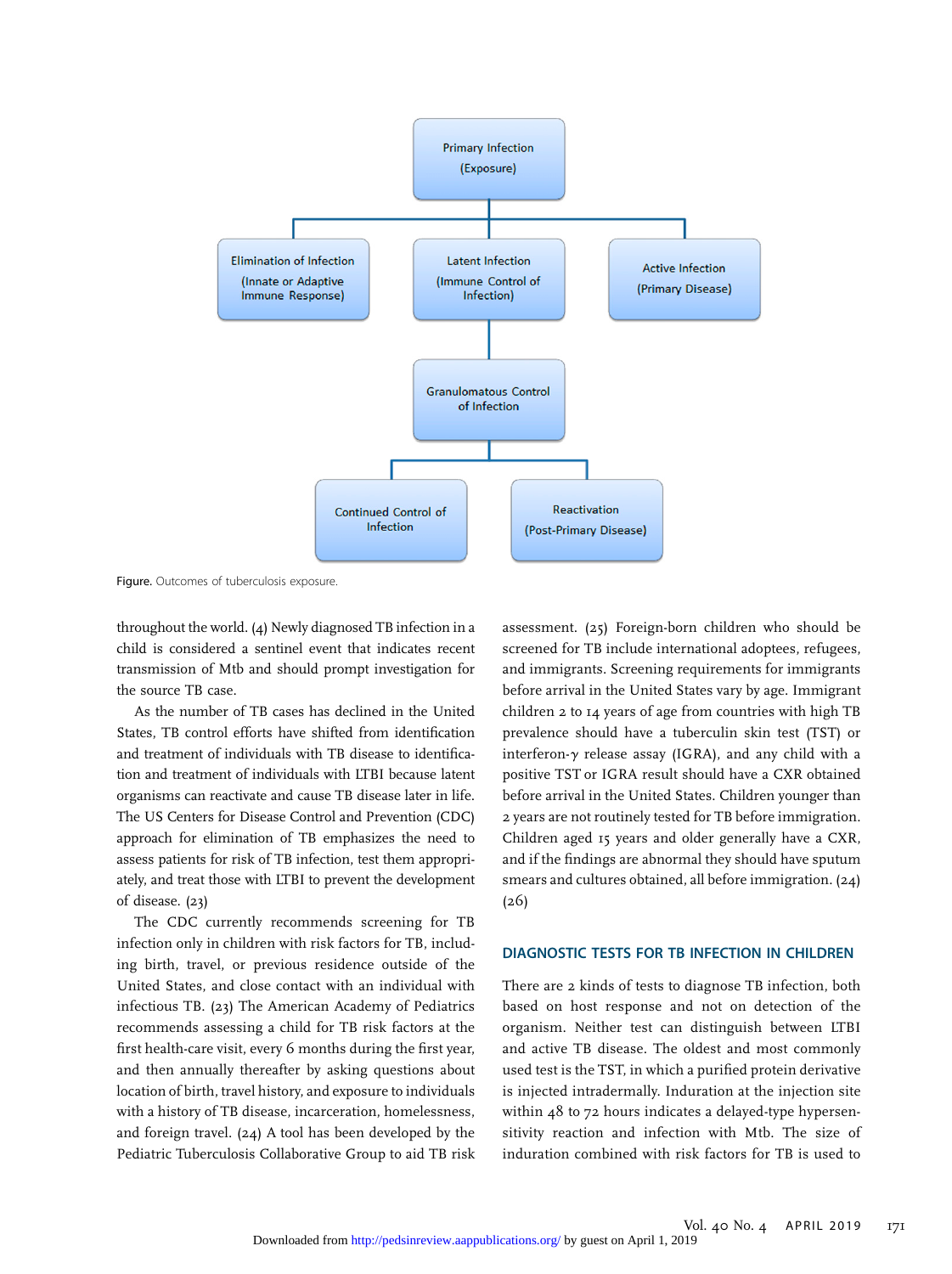- Primary Infection (Exposure)
  - Elimination of Infection (Innate or Adaptive Immune Response)
  - Latent Infection (Immune Control of Infection)
    - Granulomatous Control of Infection
      - Continued Control of Infection
      - Reactivation (Post-Primary Disease)
  - Active Infection (Primary Disease)

**Figure.** Outcomes of tuberculosis exposure.

throughout the world. (4) Newly diagnosed TB infection in a child is considered a sentinel event that indicates recent transmission of Mtb and should prompt investigation for the source TB case.

As the number of TB cases has declined in the United States, TB control efforts have shifted from identification and treatment of individuals with TB disease to identification and treatment of individuals with LTBI because latent organisms can reactivate and cause TB disease later in life. The US Centers for Disease Control and Prevention (CDC) approach for elimination of TB emphasizes the need to assess patients for risk of TB infection, test them appropriately, and treat those with LTBI to prevent the development of disease. (23)

The CDC currently recommends screening for TB infection only in children with risk factors for TB, including birth, travel, or previous residence outside of the United States, and close contact with an individual with infectious TB. (23) The American Academy of Pediatrics recommends assessing a child for TB risk factors at the first health-care visit, every 6 months during the first year, and then annually thereafter by asking questions about location of birth, travel history, and exposure to individuals with a history of TB disease, incarceration, homelessness, and foreign travel. (24) A tool has been developed by the Pediatric Tuberculosis Collaborative Group to aid TB risk assessment. (25) Foreign-born children who should be screened for TB include international adoptees, refugees, and immigrants. Screening requirements for immigrants before arrival in the United States vary by age. Immigrant children 2 to 14 years of age from countries with high TB prevalence should have a tuberculin skin test (TST) or interferon-$\gamma$ release assay (IGRA), and any child with a positive TST or IGRA result should have a CXR obtained before arrival in the United States. Children younger than 2 years are not routinely tested for TB before immigration. Children aged 15 years and older generally have a CXR, and if the findings are abnormal they should have sputum smears and cultures obtained, all before immigration. (24) (26)

## DIAGNOSTIC TESTS FOR TB INFECTION IN CHILDREN

There are 2 kinds of tests to diagnose TB infection, both based on host response and not on detection of the organism. Neither test can distinguish between LTBI and active TB disease. The oldest and most commonly used test is the TST, in which a purified protein derivative is injected intradermally. Induration at the injection site within 48 to 72 hours indicates a delayed-type hypersensitivity reaction and infection with Mtb. The size of induration combined with risk factors for TB is used to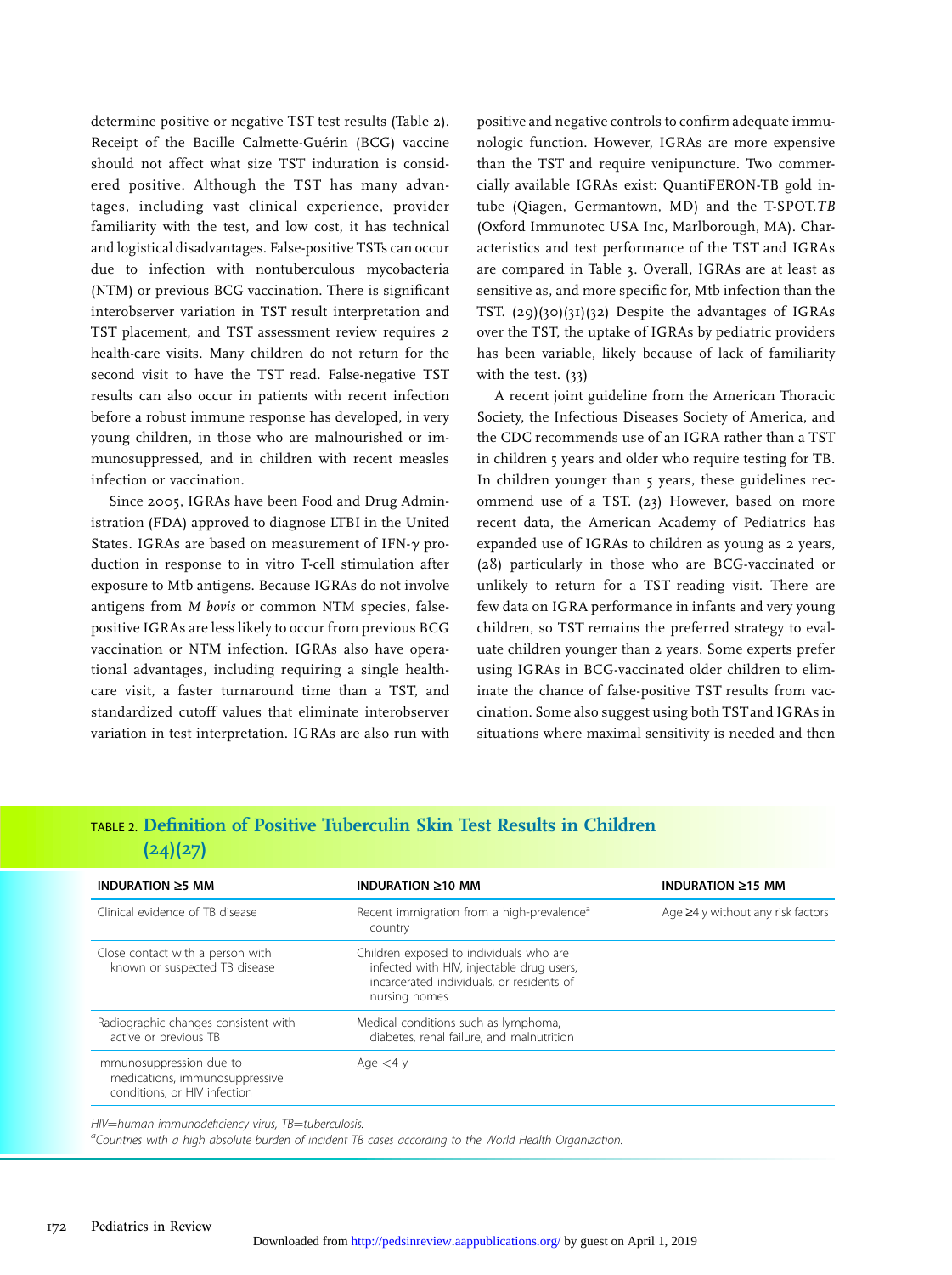determine positive or negative TST test results (Table 2). Receipt of the Bacille Calmette-Guérin (BCG) vaccine should not affect what size TST induration is considered positive. Although the TST has many advantages, including vast clinical experience, provider familiarity with the test, and low cost, it has technical and logistical disadvantages. False-positive TSTs can occur due to infection with nontuberculous mycobacteria (NTM) or previous BCG vaccination. There is significant interobserver variation in TST result interpretation and TST placement, and TST assessment review requires 2 health-care visits. Many children do not return for the second visit to have the TST read. False-negative TST results can also occur in patients with recent infection before a robust immune response has developed, in very young children, in those who are malnourished or immunosuppressed, and in children with recent measles infection or vaccination.

Since 2005, IGRAs have been Food and Drug Administration (FDA) approved to diagnose LTBI in the United States. IGRAs are based on measurement of IFN-γ production in response to in vitro T-cell stimulation after exposure to Mtb antigens. Because IGRAs do not involve antigens from *M bovis* or common NTM species, false-positive IGRAs are less likely to occur from previous BCG vaccination or NTM infection. IGRAs also have operational advantages, including requiring a single health-care visit, a faster turnaround time than a TST, and standardized cutoff values that eliminate interobserver variation in test interpretation. IGRAs are also run with positive and negative controls to confirm adequate immunologic function. However, IGRAs are more expensive than the TST and require venipuncture. Two commercially available IGRAs exist: QuantiFERON-TB gold in-tube (Qiagen, Germantown, MD) and the T-SPOT.*TB* (Oxford Immunotec USA Inc, Marlborough, MA). Characteristics and test performance of the TST and IGRAs are compared in Table 3. Overall, IGRAs are at least as sensitive as, and more specific for, Mtb infection than the TST. (29)(30)(31)(32) Despite the advantages of IGRAs over the TST, the uptake of IGRAs by pediatric providers has been variable, likely because of lack of familiarity with the test. (33)

A recent joint guideline from the American Thoracic Society, the Infectious Diseases Society of America, and the CDC recommends use of an IGRA rather than a TST in children 5 years and older who require testing for TB. In children younger than 5 years, these guidelines recommend use of a TST. (23) However, based on more recent data, the American Academy of Pediatrics has expanded use of IGRAs to children as young as 2 years, (28) particularly in those who are BCG-vaccinated or unlikely to return for a TST reading visit. There are few data on IGRA performance in infants and very young children, so TST remains the preferred strategy to evaluate children younger than 2 years. Some experts prefer using IGRAs in BCG-vaccinated older children to eliminate the chance of false-positive TST results from vaccination. Some also suggest using both TST and IGRAs in situations where maximal sensitivity is needed and then

TABLE 2. **Definition of Positive Tuberculin Skin Test Results in Children (24)(27)**

| INDURATION ≥5 MM | INDURATION ≥10 MM | INDURATION ≥15 MM |
|---|---|---|
| Clinical evidence of TB disease | Recent immigration from a high-prevalence[a] country | Age ≥4 y without any risk factors |
| Close contact with a person with known or suspected TB disease | Children exposed to individuals who are infected with HIV, injectable drug users, incarcerated individuals, or residents of nursing homes | |
| Radiographic changes consistent with active or previous TB | Medical conditions such as lymphoma, diabetes, renal failure, and malnutrition | |
| Immunosuppression due to medications, immunosuppressive conditions, or HIV infection | Age <4 y | |

*HIV=human immunodeficiency virus, TB=tuberculosis.*

[a]*Countries with a high absolute burden of incident TB cases according to the World Health Organization.*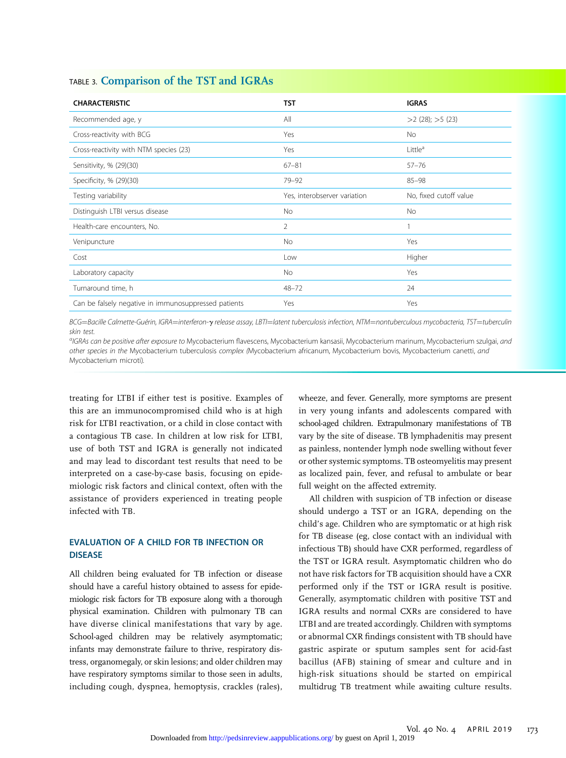TABLE 3. **Comparison of the TST and IGRAs**

| CHARACTERISTIC | TST | IGRAS |
| --- | --- | --- |
| Recommended age, y | All | >2 (28); >5 (23) |
| Cross-reactivity with BCG | Yes | No |
| Cross-reactivity with NTM species (23) | Yes | Little[a] |
| Sensitivity, % (29)(30) | 67–81 | 57–76 |
| Specificity, % (29)(30) | 79–92 | 85–98 |
| Testing variability | Yes, interobserver variation | No, fixed cutoff value |
| Distinguish LTBI versus disease | No | No |
| Health-care encounters, No. | 2 | 1 |
| Venipuncture | No | Yes |
| Cost | Low | Higher |
| Laboratory capacity | No | Yes |
| Turnaround time, h | 48–72 | 24 |
| Can be falsely negative in immunosuppressed patients | Yes | Yes |

*BCG=Bacille Calmette-Guérin, IGRA=interferon-γ release assay, LBTI=latent tuberculosis infection, NTM=nontuberculous mycobacteria, TST=tuberculin skin test.*

*[a]IGRAs can be positive after exposure to* Mycobacterium flavescens, Mycobacterium kansasii, Mycobacterium marinum, Mycobacterium szulgai, *and other species in the* Mycobacterium tuberculosis *complex (*Mycobacterium africanum, Mycobacterium bovis, Mycobacterium canetti, *and* Mycobacterium microti).

treating for LTBI if either test is positive. Examples of this are an immunocompromised child who is at high risk for LTBI reactivation, or a child in close contact with a contagious TB case. In children at low risk for LTBI, use of both TST and IGRA is generally not indicated and may lead to discordant test results that need to be interpreted on a case-by-case basis, focusing on epidemiologic risk factors and clinical context, often with the assistance of providers experienced in treating people infected with TB.

## EVALUATION OF A CHILD FOR TB INFECTION OR DISEASE

All children being evaluated for TB infection or disease should have a careful history obtained to assess for epidemiologic risk factors for TB exposure along with a thorough physical examination. Children with pulmonary TB can have diverse clinical manifestations that vary by age. School-aged children may be relatively asymptomatic; infants may demonstrate failure to thrive, respiratory distress, organomegaly, or skin lesions; and older children may have respiratory symptoms similar to those seen in adults, including cough, dyspnea, hemoptysis, crackles (rales), wheeze, and fever. Generally, more symptoms are present in very young infants and adolescents compared with school-aged children. Extrapulmonary manifestations of TB vary by the site of disease. TB lymphadenitis may present as painless, nontender lymph node swelling without fever or other systemic symptoms. TB osteomyelitis may present as localized pain, fever, and refusal to ambulate or bear full weight on the affected extremity.

All children with suspicion of TB infection or disease should undergo a TST or an IGRA, depending on the child's age. Children who are symptomatic or at high risk for TB disease (eg, close contact with an individual with infectious TB) should have CXR performed, regardless of the TST or IGRA result. Asymptomatic children who do not have risk factors for TB acquisition should have a CXR performed only if the TST or IGRA result is positive. Generally, asymptomatic children with positive TST and IGRA results and normal CXRs are considered to have LTBI and are treated accordingly. Children with symptoms or abnormal CXR findings consistent with TB should have gastric aspirate or sputum samples sent for acid-fast bacillus (AFB) staining of smear and culture and in high-risk situations should be started on empirical multidrug TB treatment while awaiting culture results.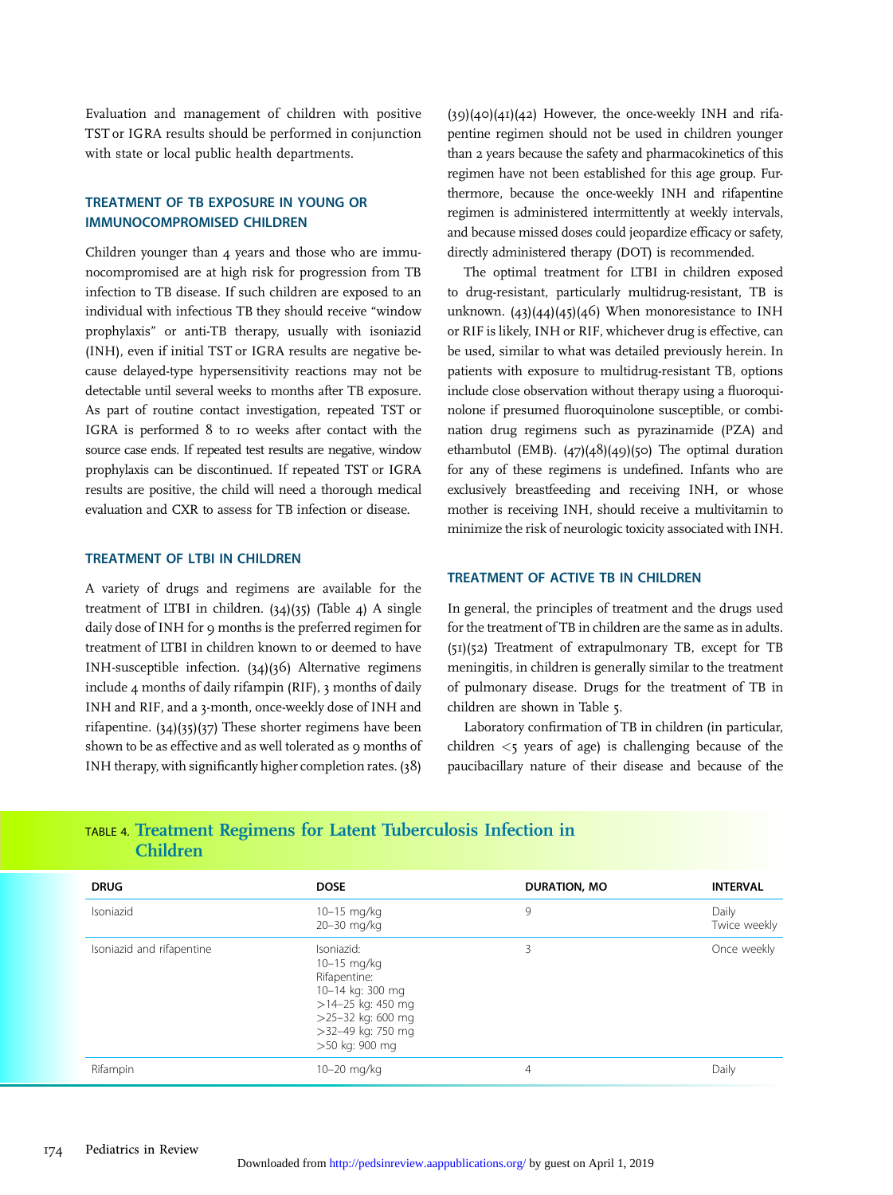Evaluation and management of children with positive TST or IGRA results should be performed in conjunction with state or local public health departments.

## TREATMENT OF TB EXPOSURE IN YOUNG OR IMMUNOCOMPROMISED CHILDREN

Children younger than 4 years and those who are immunocompromised are at high risk for progression from TB infection to TB disease. If such children are exposed to an individual with infectious TB they should receive "window prophylaxis" or anti-TB therapy, usually with isoniazid (INH), even if initial TST or IGRA results are negative because delayed-type hypersensitivity reactions may not be detectable until several weeks to months after TB exposure. As part of routine contact investigation, repeated TST or IGRA is performed 8 to 10 weeks after contact with the source case ends. If repeated test results are negative, window prophylaxis can be discontinued. If repeated TST or IGRA results are positive, the child will need a thorough medical evaluation and CXR to assess for TB infection or disease.

## TREATMENT OF LTBI IN CHILDREN

A variety of drugs and regimens are available for the treatment of LTBI in children. (34)(35) (Table 4) A single daily dose of INH for 9 months is the preferred regimen for treatment of LTBI in children known to or deemed to have INH-susceptible infection. (34)(36) Alternative regimens include 4 months of daily rifampin (RIF), 3 months of daily INH and RIF, and a 3-month, once-weekly dose of INH and rifapentine. (34)(35)(37) These shorter regimens have been shown to be as effective and as well tolerated as 9 months of INH therapy, with significantly higher completion rates. (38)(39)(40)(41)(42) However, the once-weekly INH and rifapentine regimen should not be used in children younger than 2 years because the safety and pharmacokinetics of this regimen have not been established for this age group. Furthermore, because the once-weekly INH and rifapentine regimen is administered intermittently at weekly intervals, and because missed doses could jeopardize efficacy or safety, directly administered therapy (DOT) is recommended.

The optimal treatment for LTBI in children exposed to drug-resistant, particularly multidrug-resistant, TB is unknown. (43)(44)(45)(46) When monoresistance to INH or RIF is likely, INH or RIF, whichever drug is effective, can be used, similar to what was detailed previously herein. In patients with exposure to multidrug-resistant TB, options include close observation without therapy using a fluoroquinolone if presumed fluoroquinolone susceptible, or combination drug regimens such as pyrazinamide (PZA) and ethambutol (EMB). (47)(48)(49)(50) The optimal duration for any of these regimens is undefined. Infants who are exclusively breastfeeding and receiving INH, or whose mother is receiving INH, should receive a multivitamin to minimize the risk of neurologic toxicity associated with INH.

## TREATMENT OF ACTIVE TB IN CHILDREN

In general, the principles of treatment and the drugs used for the treatment of TB in children are the same as in adults. (51)(52) Treatment of extrapulmonary TB, except for TB meningitis, in children is generally similar to the treatment of pulmonary disease. Drugs for the treatment of TB in children are shown in Table 5.

Laboratory confirmation of TB in children (in particular, children <5 years of age) is challenging because of the paucibacillary nature of their disease and because of the

TABLE 4. **Treatment Regimens for Latent Tuberculosis Infection in Children**

| DRUG | DOSE | DURATION, MO | INTERVAL |
|---|---|---|---|
| Isoniazid | 10–15 mg/kg<br>20–30 mg/kg | 9 | Daily<br>Twice weekly |
| Isoniazid and rifapentine | Isoniazid:<br>10–15 mg/kg<br>Rifapentine:<br>10–14 kg: 300 mg<br>>14–25 kg: 450 mg<br>>25–32 kg: 600 mg<br>>32–49 kg: 750 mg<br>>50 kg: 900 mg | 3 | Once weekly |
| Rifampin | 10–20 mg/kg | 4 | Daily |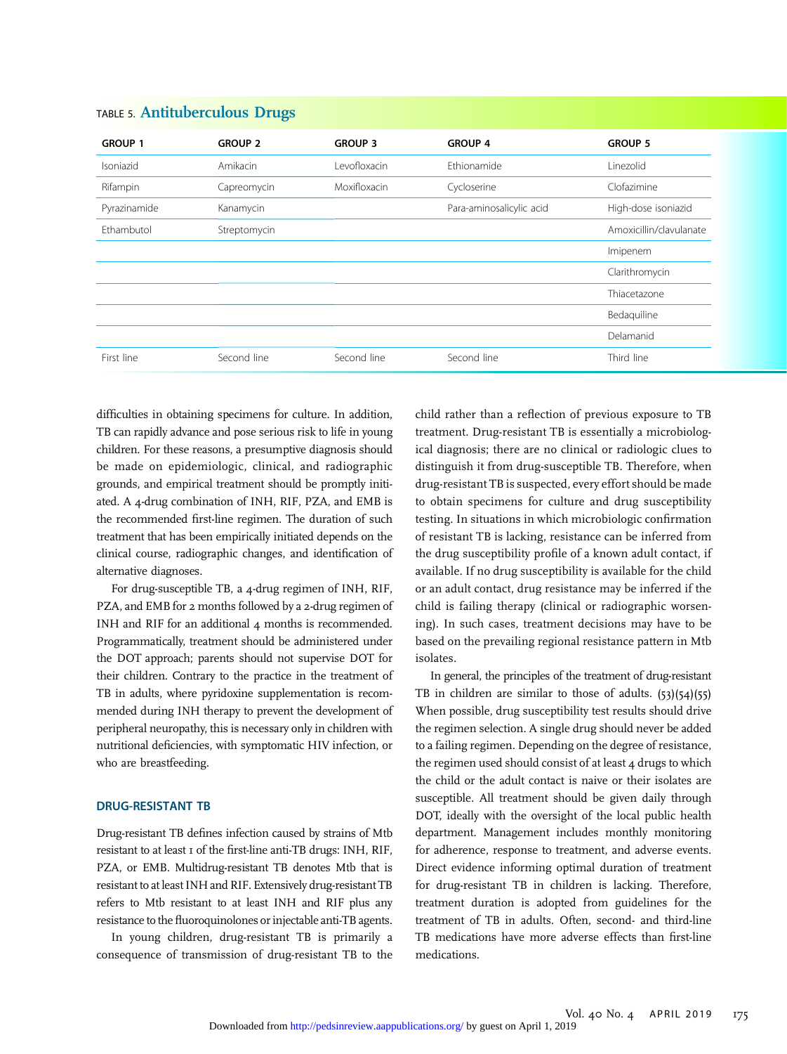TABLE 5. **Antituberculous Drugs**

| GROUP 1 | GROUP 2 | GROUP 3 | GROUP 4 | GROUP 5 |
|---|---|---|---|---|
| Isoniazid | Amikacin | Levofloxacin | Ethionamide | Linezolid |
| Rifampin | Capreomycin | Moxifloxacin | Cycloserine | Clofazimine |
| Pyrazinamide | Kanamycin | | Para-aminosalicylic acid | High-dose isoniazid |
| Ethambutol | Streptomycin | | | Amoxicillin/clavulanate |
| | | | | Imipenem |
| | | | | Clarithromycin |
| | | | | Thiacetazone |
| | | | | Bedaquiline |
| | | | | Delamanid |
| First line | Second line | Second line | Second line | Third line |

difficulties in obtaining specimens for culture. In addition, TB can rapidly advance and pose serious risk to life in young children. For these reasons, a presumptive diagnosis should be made on epidemiologic, clinical, and radiographic grounds, and empirical treatment should be promptly initiated. A 4-drug combination of INH, RIF, PZA, and EMB is the recommended first-line regimen. The duration of such treatment that has been empirically initiated depends on the clinical course, radiographic changes, and identification of alternative diagnoses.

For drug-susceptible TB, a 4-drug regimen of INH, RIF, PZA, and EMB for 2 months followed by a 2-drug regimen of INH and RIF for an additional 4 months is recommended. Programmatically, treatment should be administered under the DOT approach; parents should not supervise DOT for their children. Contrary to the practice in the treatment of TB in adults, where pyridoxine supplementation is recommended during INH therapy to prevent the development of peripheral neuropathy, this is necessary only in children with nutritional deficiencies, with symptomatic HIV infection, or who are breastfeeding.

## DRUG-RESISTANT TB

Drug-resistant TB defines infection caused by strains of Mtb resistant to at least 1 of the first-line anti-TB drugs: INH, RIF, PZA, or EMB. Multidrug-resistant TB denotes Mtb that is resistant to at least INH and RIF. Extensively drug-resistant TB refers to Mtb resistant to at least INH and RIF plus any resistance to the fluoroquinolones or injectable anti-TB agents.

In young children, drug-resistant TB is primarily a consequence of transmission of drug-resistant TB to the child rather than a reflection of previous exposure to TB treatment. Drug-resistant TB is essentially a microbiological diagnosis; there are no clinical or radiologic clues to distinguish it from drug-susceptible TB. Therefore, when drug-resistant TB is suspected, every effort should be made to obtain specimens for culture and drug susceptibility testing. In situations in which microbiologic confirmation of resistant TB is lacking, resistance can be inferred from the drug susceptibility profile of a known adult contact, if available. If no drug susceptibility is available for the child or an adult contact, drug resistance may be inferred if the child is failing therapy (clinical or radiographic worsening). In such cases, treatment decisions may have to be based on the prevailing regional resistance pattern in Mtb isolates.

In general, the principles of the treatment of drug-resistant TB in children are similar to those of adults. (53)(54)(55) When possible, drug susceptibility test results should drive the regimen selection. A single drug should never be added to a failing regimen. Depending on the degree of resistance, the regimen used should consist of at least 4 drugs to which the child or the adult contact is naive or their isolates are susceptible. All treatment should be given daily through DOT, ideally with the oversight of the local public health department. Management includes monthly monitoring for adherence, response to treatment, and adverse events. Direct evidence informing optimal duration of treatment for drug-resistant TB in children is lacking. Therefore, treatment duration is adopted from guidelines for the treatment of TB in adults. Often, second- and third-line TB medications have more adverse effects than first-line medications.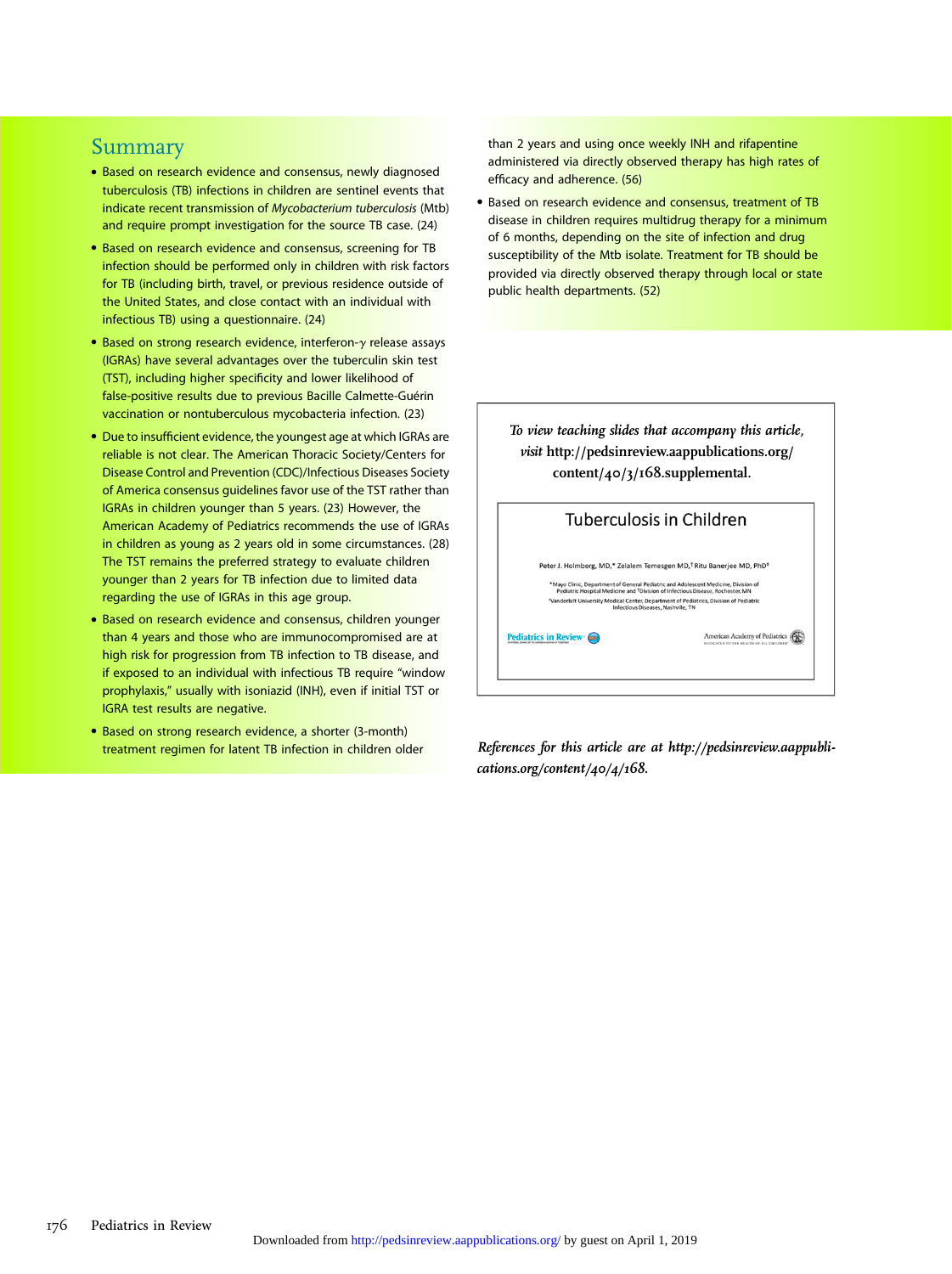## Summary

- Based on research evidence and consensus, newly diagnosed tuberculosis (TB) infections in children are sentinel events that indicate recent transmission of *Mycobacterium tuberculosis* (Mtb) and require prompt investigation for the source TB case. (24)
- Based on research evidence and consensus, screening for TB infection should be performed only in children with risk factors for TB (including birth, travel, or previous residence outside of the United States, and close contact with an individual with infectious TB) using a questionnaire. (24)
- Based on strong research evidence, interferon-$\gamma$ release assays (IGRAs) have several advantages over the tuberculin skin test (TST), including higher specificity and lower likelihood of false-positive results due to previous Bacille Calmette-Guérin vaccination or nontuberculous mycobacteria infection. (23)
- Due to insufficient evidence, the youngest age at which IGRAs are reliable is not clear. The American Thoracic Society/Centers for Disease Control and Prevention (CDC)/Infectious Diseases Society of America consensus guidelines favor use of the TST rather than IGRAs in children younger than 5 years. (23) However, the American Academy of Pediatrics recommends the use of IGRAs in children as young as 2 years old in some circumstances. (28) The TST remains the preferred strategy to evaluate children younger than 2 years for TB infection due to limited data regarding the use of IGRAs in this age group.
- Based on research evidence and consensus, children younger than 4 years and those who are immunocompromised are at high risk for progression from TB infection to TB disease, and if exposed to an individual with infectious TB require "window prophylaxis," usually with isoniazid (INH), even if initial TST or IGRA test results are negative.
- Based on strong research evidence, a shorter (3-month) treatment regimen for latent TB infection in children older than 2 years and using once weekly INH and rifapentine administered via directly observed therapy has high rates of efficacy and adherence. (56)
- Based on research evidence and consensus, treatment of TB disease in children requires multidrug therapy for a minimum of 6 months, depending on the site of infection and drug susceptibility of the Mtb isolate. Treatment for TB should be provided via directly observed therapy through local or state public health departments. (52)

*To view teaching slides that accompany this article, visit* http://pedsinreview.aappublications.org/content/40/3/168.supplemental.

Tuberculosis in Children

Peter J. Holmberg, MD,* Zelalem Temesgen MD,† Ritu Banerjee MD, PhD‡

*Mayo Clinic, Department of General Pediatric and Adolescent Medicine, Division of Pediatric Hospital Medicine and †Division of Infectious Disease, Rochester, MN

‡Vanderbilt University Medical Center, Department of Pediatrics, Division of Pediatric Infectious Diseases, Nashville, TN

Pediatrics in Review — American Academy of Pediatrics

*References for this article are at http://pedsinreview.aappublications.org/content/40/4/168.*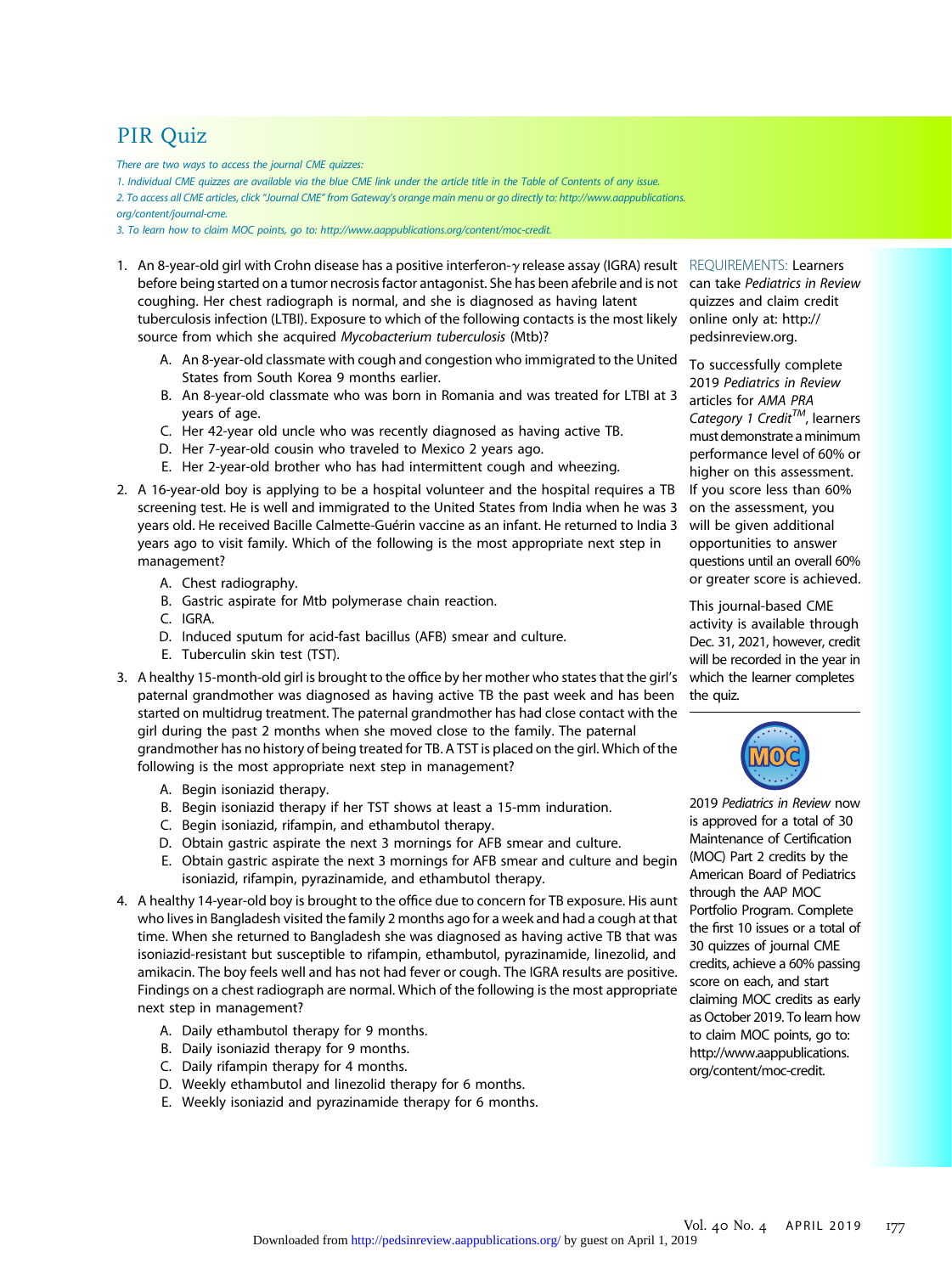# PIR Quiz

*There are two ways to access the journal CME quizzes:*

*1. Individual CME quizzes are available via the blue CME link under the article title in the Table of Contents of any issue.*

*2. To access all CME articles, click "Journal CME" from Gateway's orange main menu or go directly to: http://www.aappublications.org/content/journal-cme.*

*3. To learn how to claim MOC points, go to: http://www.aappublications.org/content/moc-credit.*

1. An 8-year-old girl with Crohn disease has a positive interferon-$\gamma$ release assay (IGRA) result before being started on a tumor necrosis factor antagonist. She has been afebrile and is not coughing. Her chest radiograph is normal, and she is diagnosed as having latent tuberculosis infection (LTBI). Exposure to which of the following contacts is the most likely source from which she acquired *Mycobacterium tuberculosis* (Mtb)?

   A. An 8-year-old classmate with cough and congestion who immigrated to the United States from South Korea 9 months earlier.
   B. An 8-year-old classmate who was born in Romania and was treated for LTBI at 3 years of age.
   C. Her 42-year old uncle who was recently diagnosed as having active TB.
   D. Her 7-year-old cousin who traveled to Mexico 2 years ago.
   E. Her 2-year-old brother who has had intermittent cough and wheezing.

2. A 16-year-old boy is applying to be a hospital volunteer and the hospital requires a TB screening test. He is well and immigrated to the United States from India when he was 3 years old. He received Bacille Calmette-Guérin vaccine as an infant. He returned to India 3 years ago to visit family. Which of the following is the most appropriate next step in management?

   A. Chest radiography.
   B. Gastric aspirate for Mtb polymerase chain reaction.
   C. IGRA.
   D. Induced sputum for acid-fast bacillus (AFB) smear and culture.
   E. Tuberculin skin test (TST).

3. A healthy 15-month-old girl is brought to the office by her mother who states that the girl's paternal grandmother was diagnosed as having active TB the past week and has been started on multidrug treatment. The paternal grandmother has had close contact with the girl during the past 2 months when she moved close to the family. The paternal grandmother has no history of being treated for TB. A TST is placed on the girl. Which of the following is the most appropriate next step in management?

   A. Begin isoniazid therapy.
   B. Begin isoniazid therapy if her TST shows at least a 15-mm induration.
   C. Begin isoniazid, rifampin, and ethambutol therapy.
   D. Obtain gastric aspirate the next 3 mornings for AFB smear and culture.
   E. Obtain gastric aspirate the next 3 mornings for AFB smear and culture and begin isoniazid, rifampin, pyrazinamide, and ethambutol therapy.

4. A healthy 14-year-old boy is brought to the office due to concern for TB exposure. His aunt who lives in Bangladesh visited the family 2 months ago for a week and had a cough at that time. When she returned to Bangladesh she was diagnosed as having active TB that was isoniazid-resistant but susceptible to rifampin, ethambutol, pyrazinamide, linezolid, and amikacin. The boy feels well and has not had fever or cough. The IGRA results are positive. Findings on a chest radiograph are normal. Which of the following is the most appropriate next step in management?

   A. Daily ethambutol therapy for 9 months.
   B. Daily isoniazid therapy for 9 months.
   C. Daily rifampin therapy for 4 months.
   D. Weekly ethambutol and linezolid therapy for 6 months.
   E. Weekly isoniazid and pyrazinamide therapy for 6 months.

REQUIREMENTS: Learners can take *Pediatrics in Review* quizzes and claim credit online only at: http://pedsinreview.org.

To successfully complete 2019 *Pediatrics in Review* articles for *AMA PRA Category 1 Credit™*, learners must demonstrate a minimum performance level of 60% or higher on this assessment. If you score less than 60% on the assessment, you will be given additional opportunities to answer questions until an overall 60% or greater score is achieved.

This journal-based CME activity is available through Dec. 31, 2021, however, credit will be recorded in the year in which the learner completes the quiz.

2019 *Pediatrics in Review* now is approved for a total of 30 Maintenance of Certification (MOC) Part 2 credits by the American Board of Pediatrics through the AAP MOC Portfolio Program. Complete the first 10 issues or a total of 30 quizzes of journal CME credits, achieve a 60% passing score on each, and start claiming MOC credits as early as October 2019. To learn how to claim MOC points, go to: http://www.aappublications.org/content/moc-credit.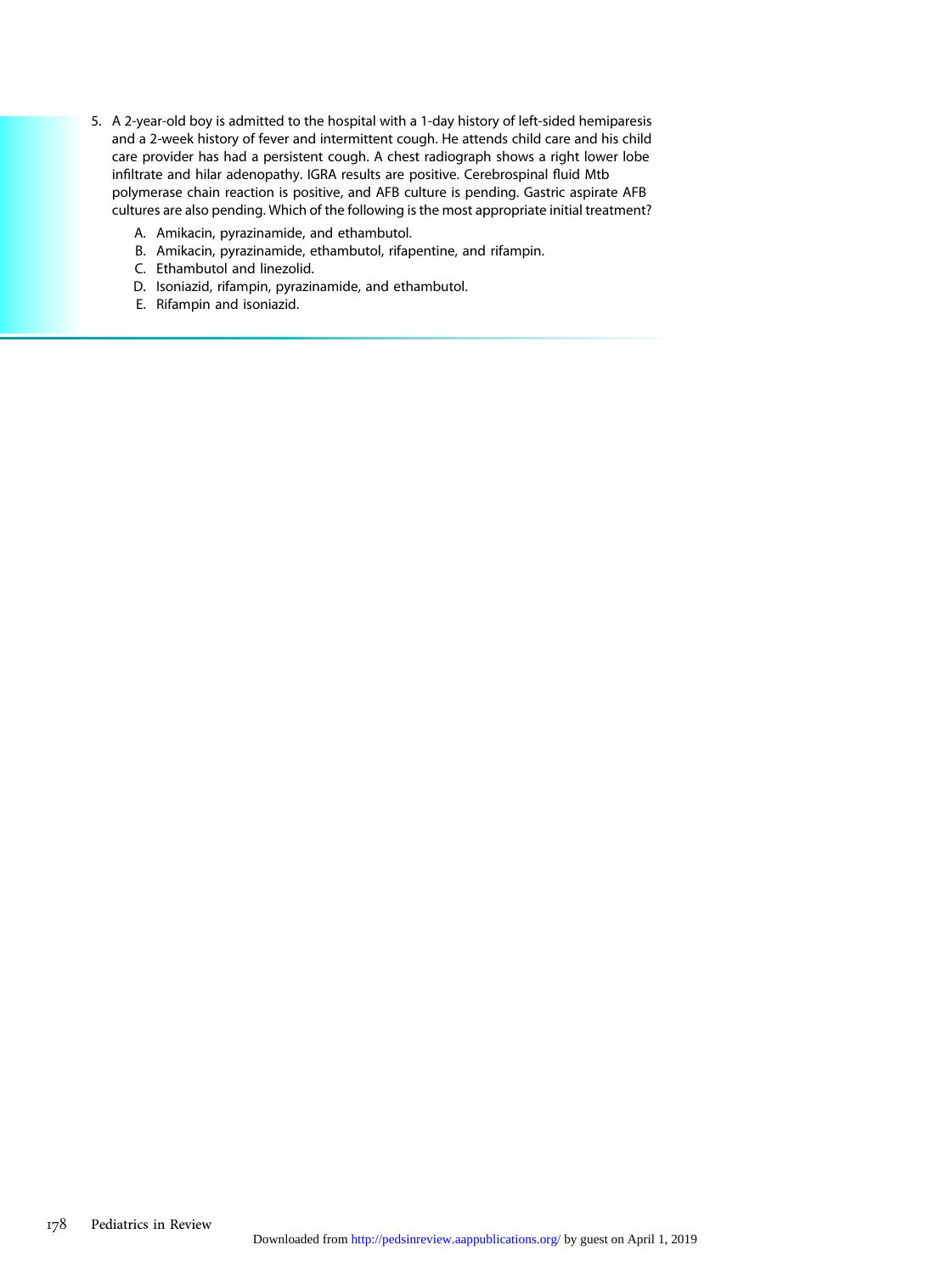5. A 2-year-old boy is admitted to the hospital with a 1-day history of left-sided hemiparesis and a 2-week history of fever and intermittent cough. He attends child care and his child care provider has had a persistent cough. A chest radiograph shows a right lower lobe infiltrate and hilar adenopathy. IGRA results are positive. Cerebrospinal fluid Mtb polymerase chain reaction is positive, and AFB culture is pending. Gastric aspirate AFB cultures are also pending. Which of the following is the most appropriate initial treatment?

   A. Amikacin, pyrazinamide, and ethambutol.
   B. Amikacin, pyrazinamide, ethambutol, rifapentine, and rifampin.
   C. Ethambutol and linezolid.
   D. Isoniazid, rifampin, pyrazinamide, and ethambutol.
   E. Rifampin and isoniazid.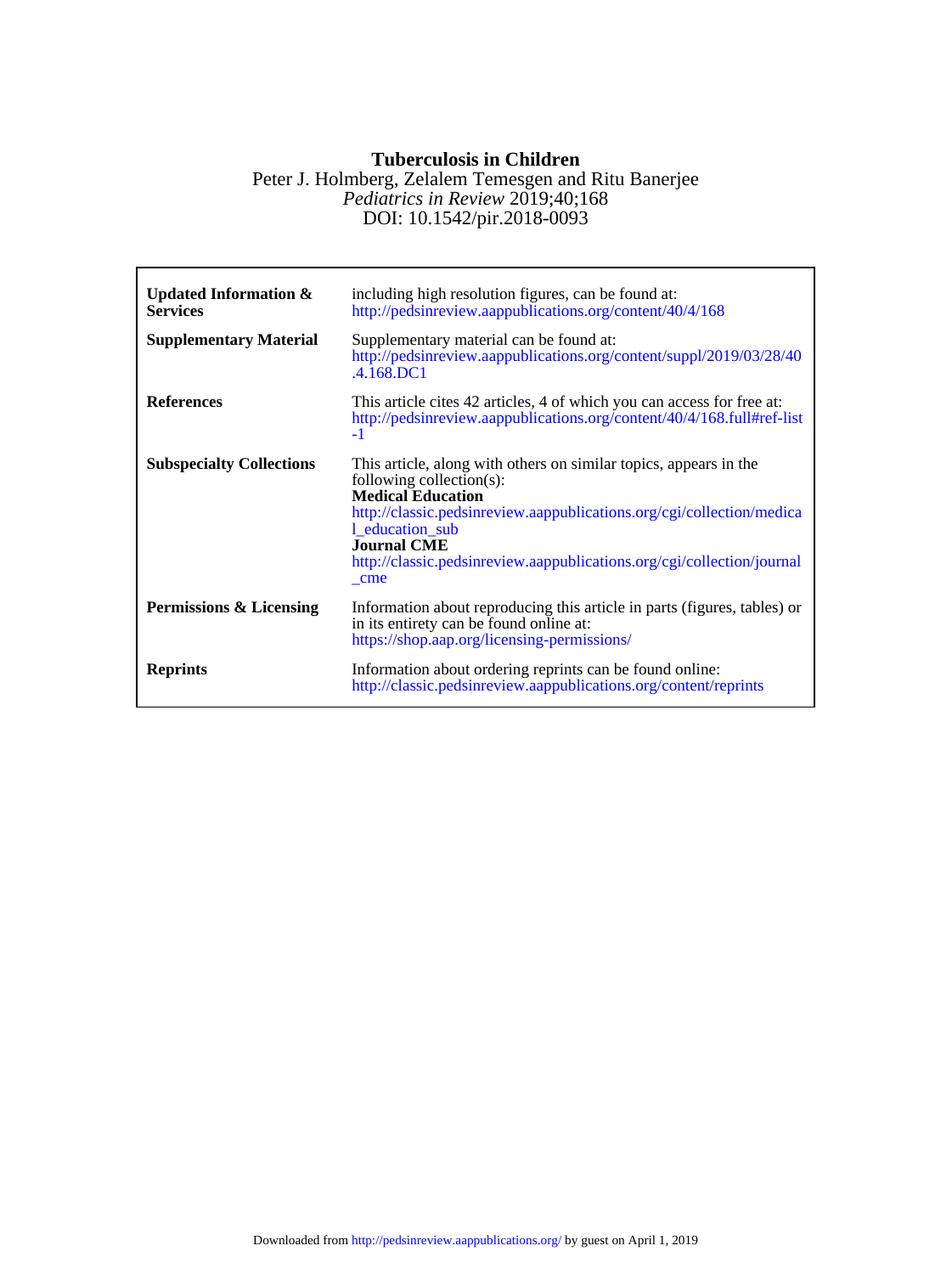# Tuberculosis in Children

Peter J. Holmberg, Zelalem Temesgen and Ritu Banerjee

*Pediatrics in Review* 2019;40;168

DOI: 10.1542/pir.2018-0093

| | |
|---|---|
| **Updated Information & Services** | including high resolution figures, can be found at: http://pedsinreview.aappublications.org/content/40/4/168 |
| **Supplementary Material** | Supplementary material can be found at: http://pedsinreview.aappublications.org/content/suppl/2019/03/28/40.4.168.DC1 |
| **References** | This article cites 42 articles, 4 of which you can access for free at: http://pedsinreview.aappublications.org/content/40/4/168.full#ref-list-1 |
| **Subspecialty Collections** | This article, along with others on similar topics, appears in the following collection(s): **Medical Education** http://classic.pedsinreview.aappublications.org/cgi/collection/medical_education_sub **Journal CME** http://classic.pedsinreview.aappublications.org/cgi/collection/journal_cme |
| **Permissions & Licensing** | Information about reproducing this article in parts (figures, tables) or in its entirety can be found online at: https://shop.aap.org/licensing-permissions/ |
| **Reprints** | Information about ordering reprints can be found online: http://classic.pedsinreview.aappublications.org/content/reprints |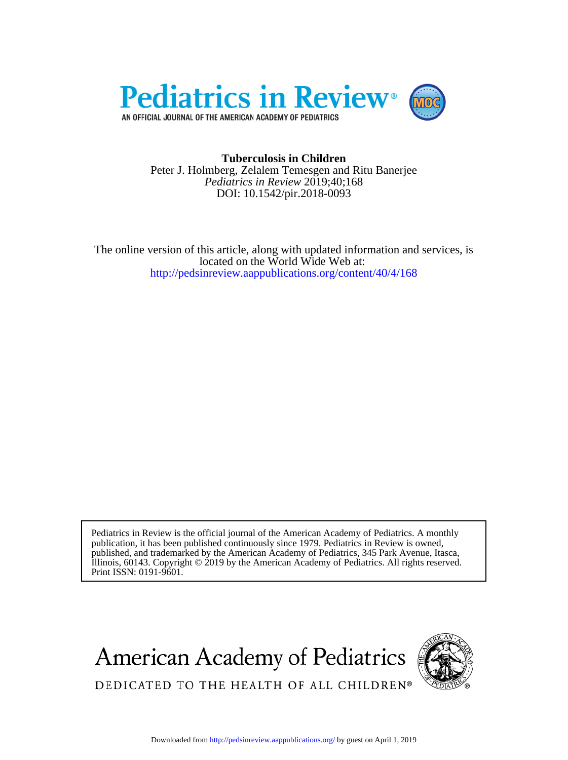# Pediatrics in Review®

AN OFFICIAL JOURNAL OF THE AMERICAN ACADEMY OF PEDIATRICS

**Tuberculosis in Children**

Peter J. Holmberg, Zelalem Temesgen and Ritu Banerjee

*Pediatrics in Review* 2019;40;168

DOI: 10.1542/pir.2018-0093

The online version of this article, along with updated information and services, is located on the World Wide Web at:

http://pedsinreview.aappublications.org/content/40/4/168

Pediatrics in Review is the official journal of the American Academy of Pediatrics. A monthly publication, it has been published continuously since 1979. Pediatrics in Review is owned, published, and trademarked by the American Academy of Pediatrics, 345 Park Avenue, Itasca, Illinois, 60143. Copyright © 2019 by the American Academy of Pediatrics. All rights reserved. Print ISSN: 0191-9601.

American Academy of Pediatrics

DEDICATED TO THE HEALTH OF ALL CHILDREN®